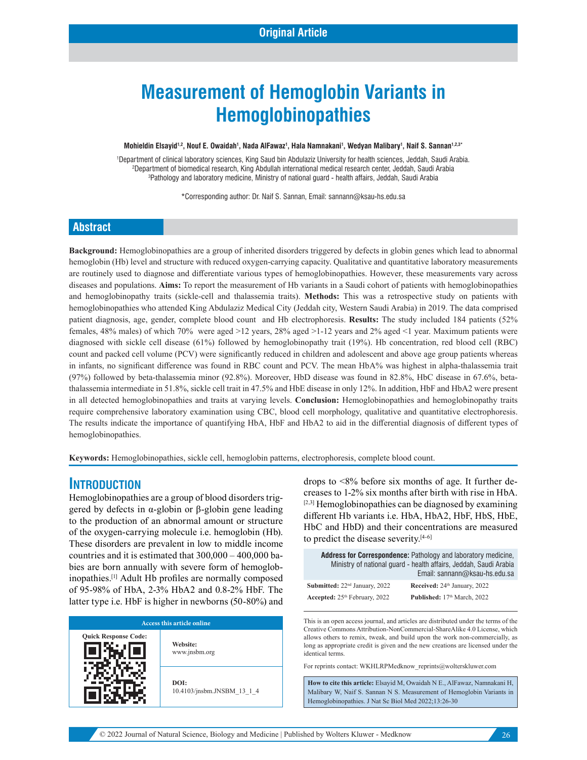Original Article

# Measurement of Hemoglobin Variants in Hemoglobinopathies

**Mohieldin Elsayid[1,2], Nouf E. Owaidah[1], Nada AlFawaz[1], Hala Namnakani[1], Wedyan Malibary[1], Naif S. Sannan[1,2,3*]**

[1]Department of clinical laboratory sciences, King Saud bin Abdulaziz University for health sciences, Jeddah, Saudi Arabia.
[2]Department of biomedical research, King Abdullah international medical research center, Jeddah, Saudi Arabia
[3]Pathology and laboratory medicine, Ministry of national guard - health affairs, Jeddah, Saudi Arabia

*Corresponding author: Dr. Naif S. Sannan, Email: sannann@ksau-hs.edu.sa

## Abstract

**Background:** Hemoglobinopathies are a group of inherited disorders triggered by defects in globin genes which lead to abnormal hemoglobin (Hb) level and structure with reduced oxygen-carrying capacity. Qualitative and quantitative laboratory measurements are routinely used to diagnose and differentiate various types of hemoglobinopathies. However, these measurements vary across diseases and populations. **Aims:** To report the measurement of Hb variants in a Saudi cohort of patients with hemoglobinopathies and hemoglobinopathy traits (sickle-cell and thalassemia traits). **Methods:** This was a retrospective study on patients with hemoglobinopathies who attended King Abdulaziz Medical City (Jeddah city, Western Saudi Arabia) in 2019. The data comprised patient diagnosis, age, gender, complete blood count and Hb electrophoresis. **Results:** The study included 184 patients (52% females, 48% males) of which 70% were aged >12 years, 28% aged >1-12 years and 2% aged <1 year. Maximum patients were diagnosed with sickle cell disease (61%) followed by hemoglobinopathy trait (19%). Hb concentration, red blood cell (RBC) count and packed cell volume (PCV) were significantly reduced in children and adolescent and above age group patients whereas in infants, no significant difference was found in RBC count and PCV. The mean HbA% was highest in alpha-thalassemia trait (97%) followed by beta-thalassemia minor (92.8%). Moreover, HbD disease was found in 82.8%, HbC disease in 67.6%, beta-thalassemia intermediate in 51.8%, sickle cell trait in 47.5% and HbE disease in only 12%. In addition, HbF and HbA2 were present in all detected hemoglobinopathies and traits at varying levels. **Conclusion:** Hemoglobinopathies and hemoglobinopathy traits require comprehensive laboratory examination using CBC, blood cell morphology, qualitative and quantitative electrophoresis. The results indicate the importance of quantifying HbA, HbF and HbA2 to aid in the differential diagnosis of different types of hemoglobinopathies.

**Keywords:** Hemoglobinopathies, sickle cell, hemoglobin patterns, electrophoresis, complete blood count.

## Introduction

Hemoglobinopathies are a group of blood disorders triggered by defects in α-globin or β-globin gene leading to the production of an abnormal amount or structure of the oxygen-carrying molecule i.e. hemoglobin (Hb). These disorders are prevalent in low to middle income countries and it is estimated that 300,000 – 400,000 babies are born annually with severe form of hemoglobinopathies.[1] Adult Hb profiles are normally composed of 95-98% of HbA, 2-3% HbA2 and 0.8-2% HbF. The latter type i.e. HbF is higher in newborns (50-80%) and drops to <8% before six months of age. It further decreases to 1-2% six months after birth with rise in HbA.[2,3] Hemoglobinopathies can be diagnosed by examining different Hb variants i.e. HbA, HbA2, HbF, HbS, HbE, HbC and HbD) and their concentrations are measured to predict the disease severity.[4-6]

**Address for Correspondence:** Pathology and laboratory medicine, Ministry of national guard - health affairs, Jeddah, Saudi Arabia
Email: sannann@ksau-hs.edu.sa

| | |
|---|---|
| **Submitted:** 22nd January, 2022 | **Received:** 24th January, 2022 |
| **Accepted:** 25th February, 2022 | **Published:** 17th March, 2022 |

| Access this article online | |
|---|---|
| Quick Response Code: | **Website:** www.jnsbm.org |
| | **DOI:** 10.4103/jnsbm.JNSBM_13_1_4 |

This is an open access journal, and articles are distributed under the terms of the Creative Commons Attribution-NonCommercial-ShareAlike 4.0 License, which allows others to remix, tweak, and build upon the work non-commercially, as long as appropriate credit is given and the new creations are licensed under the identical terms.

For reprints contact: WKHLRPMedknow_reprints@wolterskluwer.com

**How to cite this article:** Elsayid M, Owaidah N E., AlFawaz, Namnakani H, Malibary W, Naif S. Sannan N S. Measurement of Hemoglobin Variants in Hemoglobinopathies. J Nat Sc Biol Med 2022;13:26-30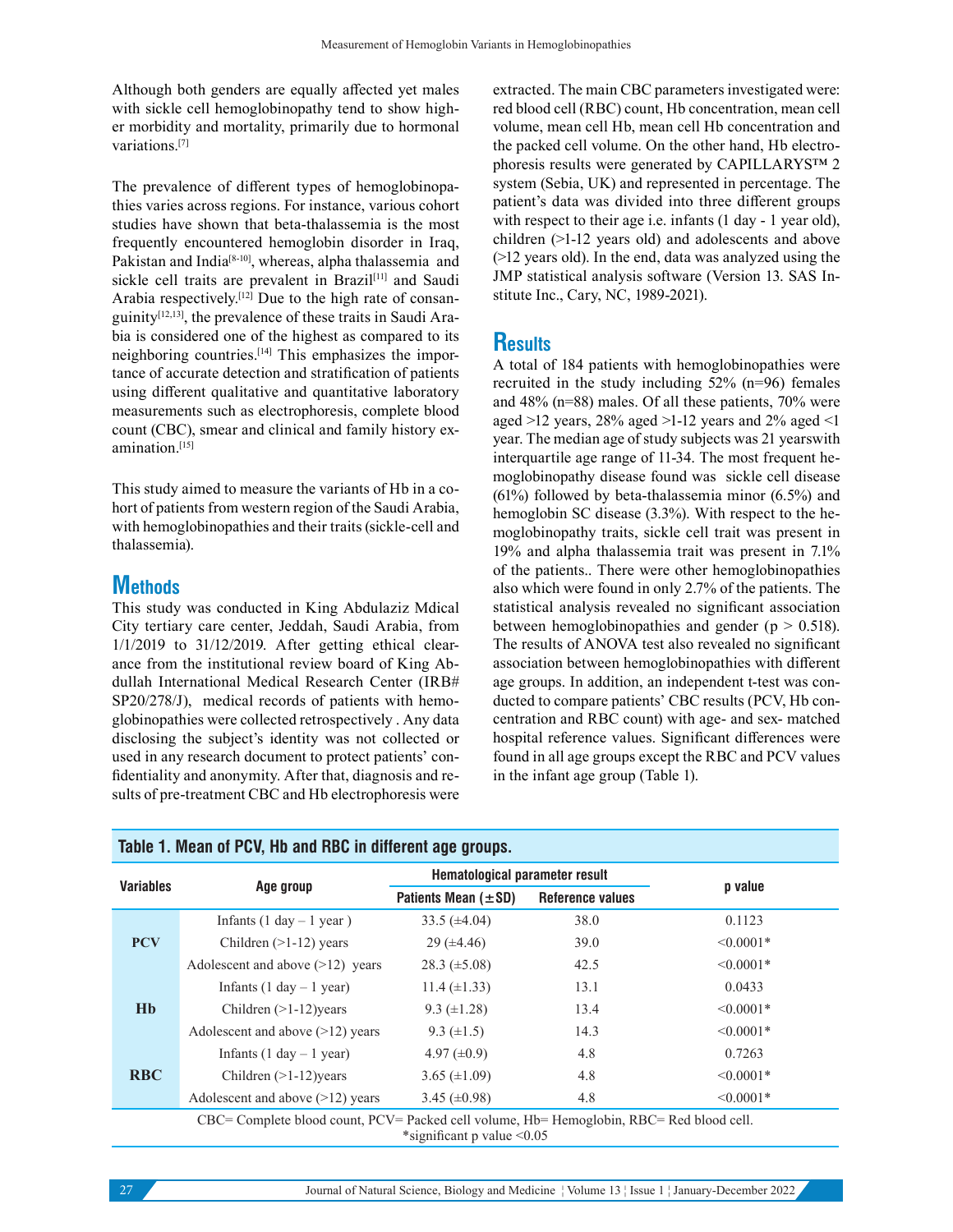Although both genders are equally affected yet males with sickle cell hemoglobinopathy tend to show higher morbidity and mortality, primarily due to hormonal variations.[7]

The prevalence of different types of hemoglobinopathies varies across regions. For instance, various cohort studies have shown that beta-thalassemia is the most frequently encountered hemoglobin disorder in Iraq, Pakistan and India[8-10], whereas, alpha thalassemia and sickle cell traits are prevalent in Brazil[11] and Saudi Arabia respectively.[12] Due to the high rate of consanguinity[12,13], the prevalence of these traits in Saudi Arabia is considered one of the highest as compared to its neighboring countries.[14] This emphasizes the importance of accurate detection and stratification of patients using different qualitative and quantitative laboratory measurements such as electrophoresis, complete blood count (CBC), smear and clinical and family history examination.[15]

This study aimed to measure the variants of Hb in a cohort of patients from western region of the Saudi Arabia, with hemoglobinopathies and their traits (sickle-cell and thalassemia).

## Methods

This study was conducted in King Abdulaziz Mdical City tertiary care center, Jeddah, Saudi Arabia, from 1/1/2019 to 31/12/2019. After getting ethical clearance from the institutional review board of King Abdullah International Medical Research Center (IRB# SP20/278/J), medical records of patients with hemoglobinopathies were collected retrospectively . Any data disclosing the subject's identity was not collected or used in any research document to protect patients' confidentiality and anonymity. After that, diagnosis and results of pre-treatment CBC and Hb electrophoresis were extracted. The main CBC parameters investigated were: red blood cell (RBC) count, Hb concentration, mean cell volume, mean cell Hb, mean cell Hb concentration and the packed cell volume. On the other hand, Hb electrophoresis results were generated by CAPILLARYS™ 2 system (Sebia, UK) and represented in percentage. The patient's data was divided into three different groups with respect to their age i.e. infants (1 day - 1 year old), children (>1-12 years old) and adolescents and above (>12 years old). In the end, data was analyzed using the JMP statistical analysis software (Version 13. SAS Institute Inc., Cary, NC, 1989-2021).

## Results

A total of 184 patients with hemoglobinopathies were recruited in the study including 52% (n=96) females and 48% (n=88) males. Of all these patients, 70% were aged >12 years, 28% aged >1-12 years and 2% aged <1 year. The median age of study subjects was 21 yearswith interquartile age range of 11-34. The most frequent hemoglobinopathy disease found was sickle cell disease (61%) followed by beta-thalassemia minor (6.5%) and hemoglobin SC disease (3.3%). With respect to the hemoglobinopathy traits, sickle cell trait was present in 19% and alpha thalassemia trait was present in 7.1% of the patients.. There were other hemoglobinopathies also which were found in only 2.7% of the patients. The statistical analysis revealed no significant association between hemoglobinopathies and gender ($p > 0.518$). The results of ANOVA test also revealed no significant association between hemoglobinopathies with different age groups. In addition, an independent t-test was conducted to compare patients' CBC results (PCV, Hb concentration and RBC count) with age- and sex- matched hospital reference values. Significant differences were found in all age groups except the RBC and PCV values in the infant age group (Table 1).

**Table 1. Mean of PCV, Hb and RBC in different age groups.**

| Variables | Age group | Hematological parameter result | | p value |
|---|---|---|---|---|
| | | Patients Mean (±SD) | Reference values | |
| **PCV** | Infants (1 day – 1 year ) | 33.5 (±4.04) | 38.0 | 0.1123 |
| | Children (>1-12) years | 29 (±4.46) | 39.0 | <0.0001* |
| | Adolescent and above (>12) years | 28.3 (±5.08) | 42.5 | <0.0001* |
| **Hb** | Infants (1 day – 1 year) | 11.4 (±1.33) | 13.1 | 0.0433 |
| | Children (>1-12)years | 9.3 (±1.28) | 13.4 | <0.0001* |
| | Adolescent and above (>12) years | 9.3 (±1.5) | 14.3 | <0.0001* |
| **RBC** | Infants (1 day – 1 year) | 4.97 (±0.9) | 4.8 | 0.7263 |
| | Children (>1-12)years | 3.65 (±1.09) | 4.8 | <0.0001* |
| | Adolescent and above (>12) years | 3.45 (±0.98) | 4.8 | <0.0001* |

CBC= Complete blood count, PCV= Packed cell volume, Hb= Hemoglobin, RBC= Red blood cell.
*significant p value <0.05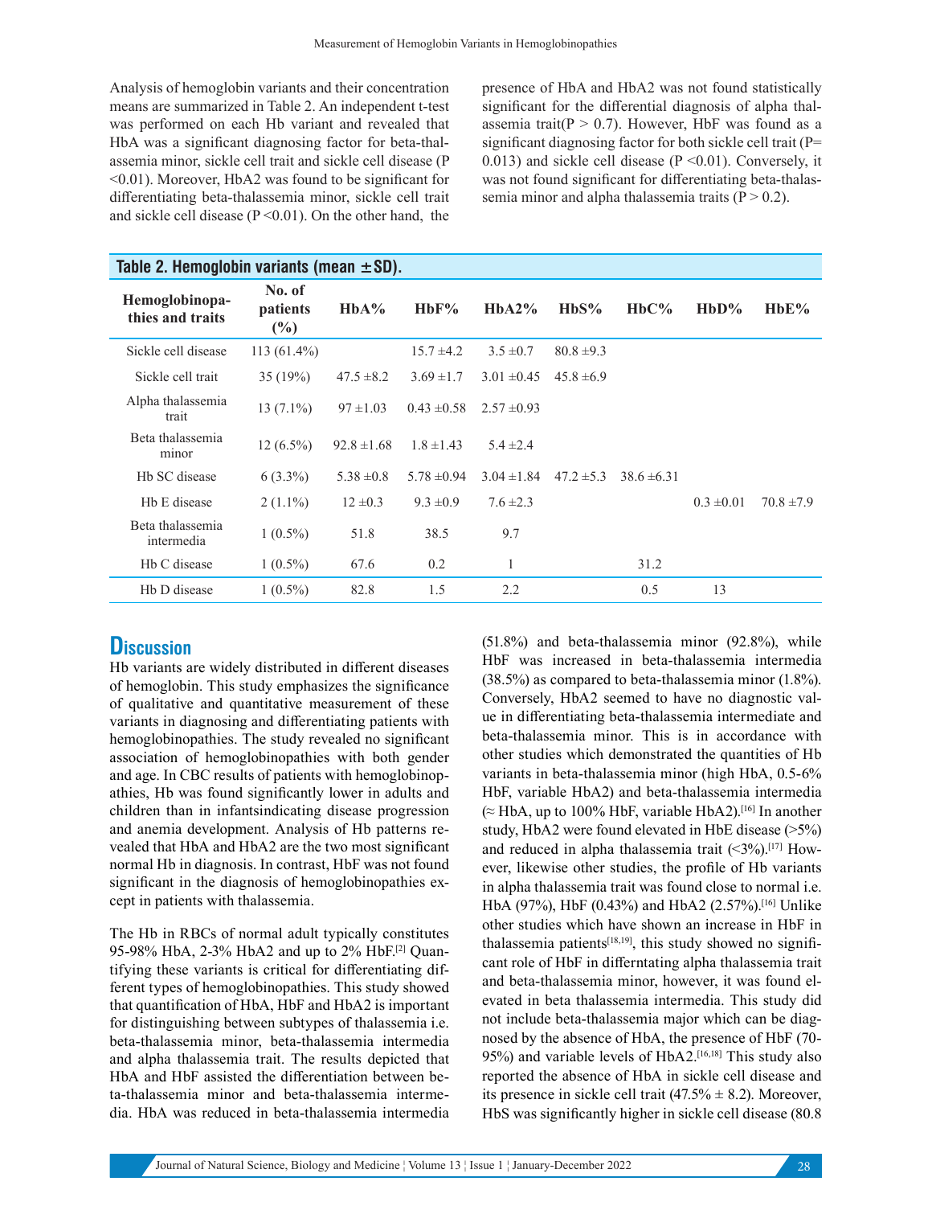Analysis of hemoglobin variants and their concentration means are summarized in Table 2. An independent t-test was performed on each Hb variant and revealed that HbA was a significant diagnosing factor for beta-thalassemia minor, sickle cell trait and sickle cell disease ($P < 0.01$). Moreover, HbA2 was found to be significant for differentiating beta-thalassemia minor, sickle cell trait and sickle cell disease ($P < 0.01$). On the other hand, the presence of HbA and HbA2 was not found statistically significant for the differential diagnosis of alpha thalassemia trait($P > 0.7$). However, HbF was found as a significant diagnosing factor for both sickle cell trait ($P = 0.013$) and sickle cell disease ($P < 0.01$). Conversely, it was not found significant for differentiating beta-thalassemia minor and alpha thalassemia traits ($P > 0.2$).

**Table 2. Hemoglobin variants (mean ± SD).**

| Hemoglobinopathies and traits | No. of patients (%) | HbA% | HbF% | HbA2% | HbS% | HbC% | HbD% | HbE% |
|---|---|---|---|---|---|---|---|---|
| Sickle cell disease | 113 (61.4%) | | 15.7 ±4.2 | 3.5 ±0.7 | 80.8 ±9.3 | | | |
| Sickle cell trait | 35 (19%) | 47.5 ±8.2 | 3.69 ±1.7 | 3.01 ±0.45 | 45.8 ±6.9 | | | |
| Alpha thalassemia trait | 13 (7.1%) | 97 ±1.03 | 0.43 ±0.58 | 2.57 ±0.93 | | | | |
| Beta thalassemia minor | 12 (6.5%) | 92.8 ±1.68 | 1.8 ±1.43 | 5.4 ±2.4 | | | | |
| Hb SC disease | 6 (3.3%) | 5.38 ±0.8 | 5.78 ±0.94 | 3.04 ±1.84 | 47.2 ±5.3 | 38.6 ±6.31 | | |
| Hb E disease | 2 (1.1%) | 12 ±0.3 | 9.3 ±0.9 | 7.6 ±2.3 | | | 0.3 ±0.01 | 70.8 ±7.9 |
| Beta thalassemia intermedia | 1 (0.5%) | 51.8 | 38.5 | 9.7 | | | | |
| Hb C disease | 1 (0.5%) | 67.6 | 0.2 | 1 | | 31.2 | | |
| Hb D disease | 1 (0.5%) | 82.8 | 1.5 | 2.2 | | 0.5 | 13 | |

## Discussion

Hb variants are widely distributed in different diseases of hemoglobin. This study emphasizes the significance of qualitative and quantitative measurement of these variants in diagnosing and differentiating patients with hemoglobinopathies. The study revealed no significant association of hemoglobinopathies with both gender and age. In CBC results of patients with hemoglobinopathies, Hb was found significantly lower in adults and children than in infantsindicating disease progression and anemia development. Analysis of Hb patterns revealed that HbA and HbA2 are the two most significant normal Hb in diagnosis. In contrast, HbF was not found significant in the diagnosis of hemoglobinopathies except in patients with thalassemia.

The Hb in RBCs of normal adult typically constitutes 95-98% HbA, 2-3% HbA2 and up to 2% HbF.[2] Quantifying these variants is critical for differentiating different types of hemoglobinopathies. This study showed that quantification of HbA, HbF and HbA2 is important for distinguishing between subtypes of thalassemia i.e. beta-thalassemia minor, beta-thalassemia intermedia and alpha thalassemia trait. The results depicted that HbA and HbF assisted the differentiation between beta-thalassemia minor and beta-thalassemia intermedia. HbA was reduced in beta-thalassemia intermedia (51.8%) and beta-thalassemia minor (92.8%), while HbF was increased in beta-thalassemia intermedia (38.5%) as compared to beta-thalassemia minor (1.8%). Conversely, HbA2 seemed to have no diagnostic value in differentiating beta-thalassemia intermediate and beta-thalassemia minor. This is in accordance with other studies which demonstrated the quantities of Hb variants in beta-thalassemia minor (high HbA, 0.5-6% HbF, variable HbA2) and beta-thalassemia intermedia (≈ HbA, up to 100% HbF, variable HbA2).[16] In another study, HbA2 were found elevated in HbE disease (>5%) and reduced in alpha thalassemia trait (<3%).[17] However, likewise other studies, the profile of Hb variants in alpha thalassemia trait was found close to normal i.e. HbA (97%), HbF (0.43%) and HbA2 (2.57%).[16] Unlike other studies which have shown an increase in HbF in thalassemia patients[18,19], this study showed no significant role of HbF in differntating alpha thalassemia trait and beta-thalassemia minor, however, it was found elevated in beta thalassemia intermedia. This study did not include beta-thalassemia major which can be diagnosed by the absence of HbA, the presence of HbF (70-95%) and variable levels of HbA2.[16,18] This study also reported the absence of HbA in sickle cell disease and its presence in sickle cell trait (47.5% ± 8.2). Moreover, HbS was significantly higher in sickle cell disease (80.8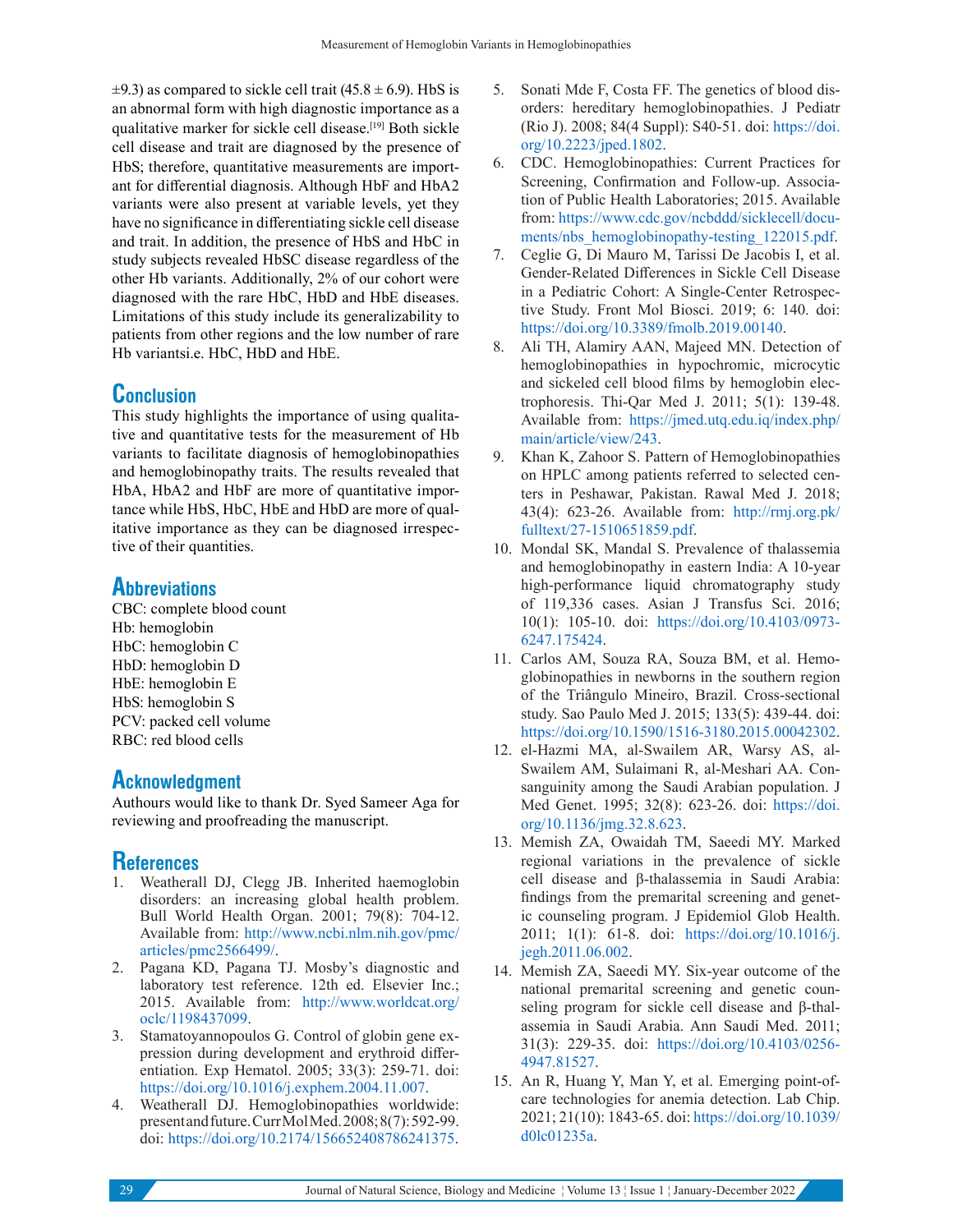±9.3) as compared to sickle cell trait (45.8 ± 6.9). HbS is an abnormal form with high diagnostic importance as a qualitative marker for sickle cell disease.[19] Both sickle cell disease and trait are diagnosed by the presence of HbS; therefore, quantitative measurements are important for differential diagnosis. Although HbF and HbA2 variants were also present at variable levels, yet they have no significance in differentiating sickle cell disease and trait. In addition, the presence of HbS and HbC in study subjects revealed HbSC disease regardless of the other Hb variants. Additionally, 2% of our cohort were diagnosed with the rare HbC, HbD and HbE diseases. Limitations of this study include its generalizability to patients from other regions and the low number of rare Hb variantsi.e. HbC, HbD and HbE.

## Conclusion

This study highlights the importance of using qualitative and quantitative tests for the measurement of Hb variants to facilitate diagnosis of hemoglobinopathies and hemoglobinopathy traits. The results revealed that HbA, HbA2 and HbF are more of quantitative importance while HbS, HbC, HbE and HbD are more of qualitative importance as they can be diagnosed irrespective of their quantities.

## Abbreviations

CBC: complete blood count
Hb: hemoglobin
HbC: hemoglobin C
HbD: hemoglobin D
HbE: hemoglobin E
HbS: hemoglobin S
PCV: packed cell volume
RBC: red blood cells

## Acknowledgment

Authours would like to thank Dr. Syed Sameer Aga for reviewing and proofreading the manuscript.

## References

1. Weatherall DJ, Clegg JB. Inherited haemoglobin disorders: an increasing global health problem. Bull World Health Organ. 2001; 79(8): 704-12. Available from: http://www.ncbi.nlm.nih.gov/pmc/articles/pmc2566499/.
2. Pagana KD, Pagana TJ. Mosby's diagnostic and laboratory test reference. 12th ed. Elsevier Inc.; 2015. Available from: http://www.worldcat.org/oclc/1198437099.
3. Stamatoyannopoulos G. Control of globin gene expression during development and erythroid differentiation. Exp Hematol. 2005; 33(3): 259-71. doi: https://doi.org/10.1016/j.exphem.2004.11.007.
4. Weatherall DJ. Hemoglobinopathies worldwide: present and future. Curr Mol Med. 2008; 8(7): 592-99. doi: https://doi.org/10.2174/156652408786241375.
5. Sonati Mde F, Costa FF. The genetics of blood disorders: hereditary hemoglobinopathies. J Pediatr (Rio J). 2008; 84(4 Suppl): S40-51. doi: https://doi.org/10.2223/jped.1802.
6. CDC. Hemoglobinopathies: Current Practices for Screening, Confirmation and Follow-up. Association of Public Health Laboratories; 2015. Available from: https://www.cdc.gov/ncbddd/sicklecell/documents/nbs_hemoglobinopathy-testing_122015.pdf.
7. Ceglie G, Di Mauro M, Tarissi De Jacobis I, et al. Gender-Related Differences in Sickle Cell Disease in a Pediatric Cohort: A Single-Center Retrospective Study. Front Mol Biosci. 2019; 6: 140. doi: https://doi.org/10.3389/fmolb.2019.00140.
8. Ali TH, Alamiry AAN, Majeed MN. Detection of hemoglobinopathies in hypochromic, microcytic and sickeled cell blood films by hemoglobin electrophoresis. Thi-Qar Med J. 2011; 5(1): 139-48. Available from: https://jmed.utq.edu.iq/index.php/main/article/view/243.
9. Khan K, Zahoor S. Pattern of Hemoglobinopathies on HPLC among patients referred to selected centers in Peshawar, Pakistan. Rawal Med J. 2018; 43(4): 623-26. Available from: http://rmj.org.pk/fulltext/27-1510651859.pdf.
10. Mondal SK, Mandal S. Prevalence of thalassemia and hemoglobinopathy in eastern India: A 10-year high-performance liquid chromatography study of 119,336 cases. Asian J Transfus Sci. 2016; 10(1): 105-10. doi: https://doi.org/10.4103/0973-6247.175424.
11. Carlos AM, Souza RA, Souza BM, et al. Hemoglobinopathies in newborns in the southern region of the Triângulo Mineiro, Brazil. Cross-sectional study. Sao Paulo Med J. 2015; 133(5): 439-44. doi: https://doi.org/10.1590/1516-3180.2015.00042302.
12. el-Hazmi MA, al-Swailem AR, Warsy AS, al-Swailem AM, Sulaimani R, al-Meshari AA. Consanguinity among the Saudi Arabian population. J Med Genet. 1995; 32(8): 623-26. doi: https://doi.org/10.1136/jmg.32.8.623.
13. Memish ZA, Owaidah TM, Saeedi MY. Marked regional variations in the prevalence of sickle cell disease and β-thalassemia in Saudi Arabia: findings from the premarital screening and genetic counseling program. J Epidemiol Glob Health. 2011; 1(1): 61-8. doi: https://doi.org/10.1016/j.jegh.2011.06.002.
14. Memish ZA, Saeedi MY. Six-year outcome of the national premarital screening and genetic counseling program for sickle cell disease and β-thalassemia in Saudi Arabia. Ann Saudi Med. 2011; 31(3): 229-35. doi: https://doi.org/10.4103/0256-4947.81527.
15. An R, Huang Y, Man Y, et al. Emerging point-of-care technologies for anemia detection. Lab Chip. 2021; 21(10): 1843-65. doi: https://doi.org/10.1039/d0lc01235a.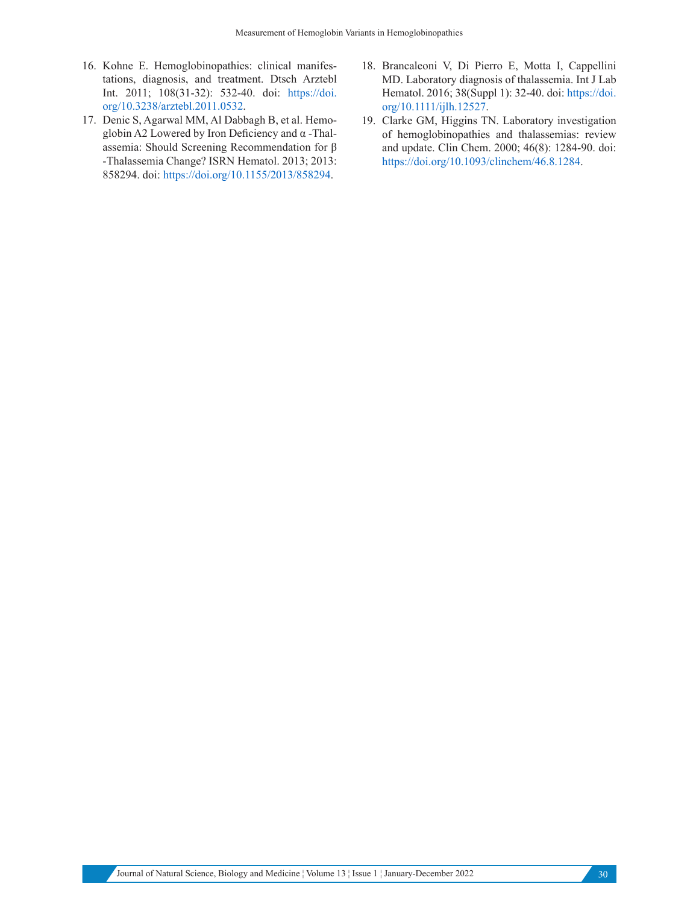16. Kohne E. Hemoglobinopathies: clinical manifestations, diagnosis, and treatment. Dtsch Arztebl Int. 2011; 108(31-32): 532-40. doi: https://doi.org/10.3238/arztebl.2011.0532.
17. Denic S, Agarwal MM, Al Dabbagh B, et al. Hemoglobin A2 Lowered by Iron Deficiency and α -Thalassemia: Should Screening Recommendation for β -Thalassemia Change? ISRN Hematol. 2013; 2013: 858294. doi: https://doi.org/10.1155/2013/858294.
18. Brancaleoni V, Di Pierro E, Motta I, Cappellini MD. Laboratory diagnosis of thalassemia. Int J Lab Hematol. 2016; 38(Suppl 1): 32-40. doi: https://doi.org/10.1111/ijlh.12527.
19. Clarke GM, Higgins TN. Laboratory investigation of hemoglobinopathies and thalassemias: review and update. Clin Chem. 2000; 46(8): 1284-90. doi: https://doi.org/10.1093/clinchem/46.8.1284.